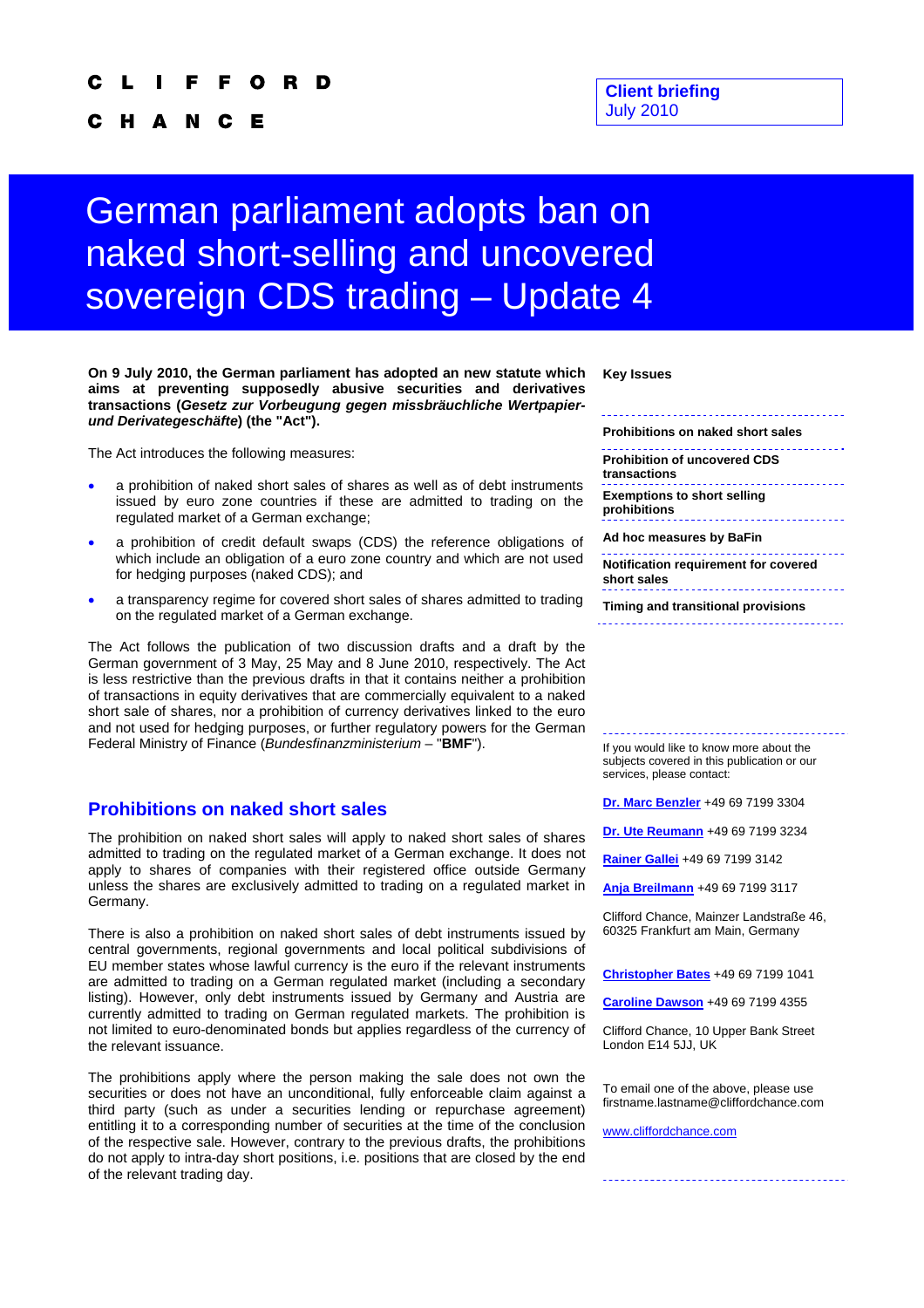CLIFFORD CHANCE

**Client briefing**
July 2010

# German parliament adopts ban on naked short-selling and uncovered sovereign CDS trading – Update 4

**On 9 July 2010, the German parliament has adopted an new statute which aims at preventing supposedly abusive securities and derivatives transactions (*Gesetz zur Vorbeugung gegen missbräuchliche Wertpapier- und Derivategeschäfte*) (the "Act").**

The Act introduces the following measures:

- a prohibition of naked short sales of shares as well as of debt instruments issued by euro zone countries if these are admitted to trading on the regulated market of a German exchange;
- a prohibition of credit default swaps (CDS) the reference obligations of which include an obligation of a euro zone country and which are not used for hedging purposes (naked CDS); and
- a transparency regime for covered short sales of shares admitted to trading on the regulated market of a German exchange.

The Act follows the publication of two discussion drafts and a draft by the German government of 3 May, 25 May and 8 June 2010, respectively. The Act is less restrictive than the previous drafts in that it contains neither a prohibition of transactions in equity derivatives that are commercially equivalent to a naked short sale of shares, nor a prohibition of currency derivatives linked to the euro and not used for hedging purposes, or further regulatory powers for the German Federal Ministry of Finance (*Bundesfinanzministerium* – "**BMF**").

## Prohibitions on naked short sales

The prohibition on naked short sales will apply to naked short sales of shares admitted to trading on the regulated market of a German exchange. It does not apply to shares of companies with their registered office outside Germany unless the shares are exclusively admitted to trading on a regulated market in Germany.

There is also a prohibition on naked short sales of debt instruments issued by central governments, regional governments and local political subdivisions of EU member states whose lawful currency is the euro if the relevant instruments are admitted to trading on a German regulated market (including a secondary listing). However, only debt instruments issued by Germany and Austria are currently admitted to trading on German regulated markets. The prohibition is not limited to euro-denominated bonds but applies regardless of the currency of the relevant issuance.

The prohibitions apply where the person making the sale does not own the securities or does not have an unconditional, fully enforceable claim against a third party (such as under a securities lending or repurchase agreement) entitling it to a corresponding number of securities at the time of the conclusion of the respective sale. However, contrary to the previous drafts, the prohibitions do not apply to intra-day short positions, i.e. positions that are closed by the end of the relevant trading day.

**Key Issues**

- **Prohibitions on naked short sales**
- **Prohibition of uncovered CDS transactions**
- **Exemptions to short selling prohibitions**
- **Ad hoc measures by BaFin**
- **Notification requirement for covered short sales**
- **Timing and transitional provisions**

If you would like to know more about the subjects covered in this publication or our services, please contact:

Dr. Marc Benzler +49 69 7199 3304

Dr. Ute Reumann +49 69 7199 3234

Rainer Gallei +49 69 7199 3142

Anja Breilmann +49 69 7199 3117

Clifford Chance, Mainzer Landstraße 46, 60325 Frankfurt am Main, Germany

Christopher Bates +49 69 7199 1041

Caroline Dawson +49 69 7199 4355

Clifford Chance, 10 Upper Bank Street London E14 5JJ, UK

To email one of the above, please use firstname.lastname@cliffordchance.com

www.cliffordchance.com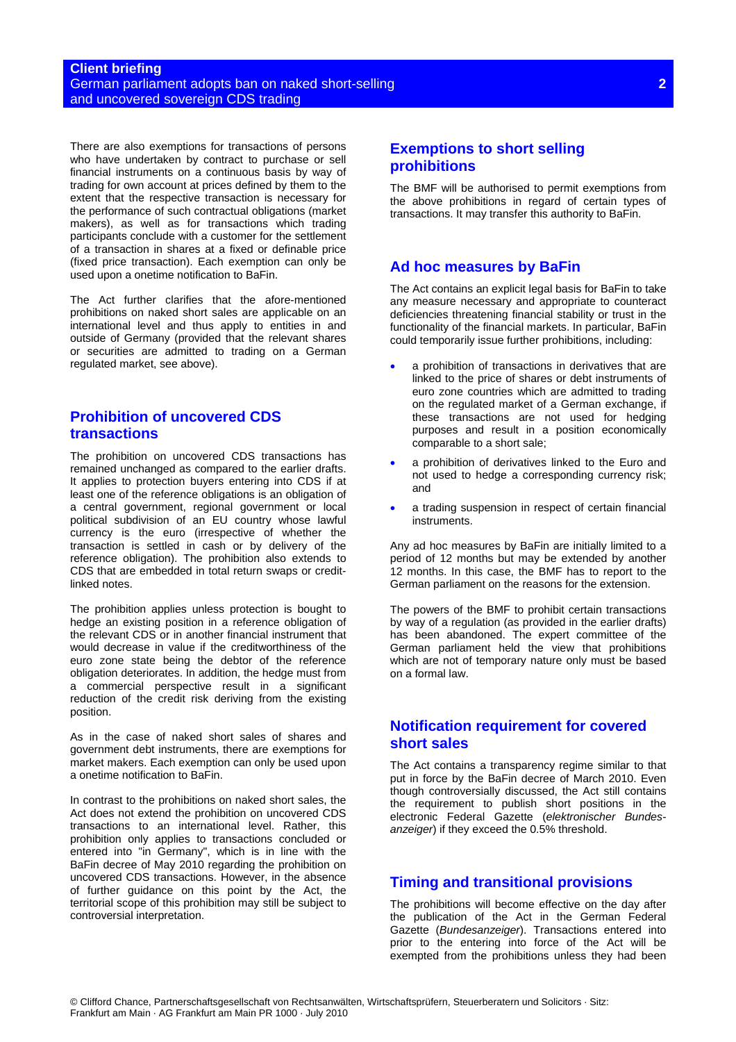There are also exemptions for transactions of persons who have undertaken by contract to purchase or sell financial instruments on a continuous basis by way of trading for own account at prices defined by them to the extent that the respective transaction is necessary for the performance of such contractual obligations (market makers), as well as for transactions which trading participants conclude with a customer for the settlement of a transaction in shares at a fixed or definable price (fixed price transaction). Each exemption can only be used upon a onetime notification to BaFin.

The Act further clarifies that the afore-mentioned prohibitions on naked short sales are applicable on an international level and thus apply to entities in and outside of Germany (provided that the relevant shares or securities are admitted to trading on a German regulated market, see above).

## Prohibition of uncovered CDS transactions

The prohibition on uncovered CDS transactions has remained unchanged as compared to the earlier drafts. It applies to protection buyers entering into CDS if at least one of the reference obligations is an obligation of a central government, regional government or local political subdivision of an EU country whose lawful currency is the euro (irrespective of whether the transaction is settled in cash or by delivery of the reference obligation). The prohibition also extends to CDS that are embedded in total return swaps or credit-linked notes.

The prohibition applies unless protection is bought to hedge an existing position in a reference obligation of the relevant CDS or in another financial instrument that would decrease in value if the creditworthiness of the euro zone state being the debtor of the reference obligation deteriorates. In addition, the hedge must from a commercial perspective result in a significant reduction of the credit risk deriving from the existing position.

As in the case of naked short sales of shares and government debt instruments, there are exemptions for market makers. Each exemption can only be used upon a onetime notification to BaFin.

In contrast to the prohibitions on naked short sales, the Act does not extend the prohibition on uncovered CDS transactions to an international level. Rather, this prohibition only applies to transactions concluded or entered into "in Germany", which is in line with the BaFin decree of May 2010 regarding the prohibition on uncovered CDS transactions. However, in the absence of further guidance on this point by the Act, the territorial scope of this prohibition may still be subject to controversial interpretation.

## Exemptions to short selling prohibitions

The BMF will be authorised to permit exemptions from the above prohibitions in regard of certain types of transactions. It may transfer this authority to BaFin.

## Ad hoc measures by BaFin

The Act contains an explicit legal basis for BaFin to take any measure necessary and appropriate to counteract deficiencies threatening financial stability or trust in the functionality of the financial markets. In particular, BaFin could temporarily issue further prohibitions, including:

- a prohibition of transactions in derivatives that are linked to the price of shares or debt instruments of euro zone countries which are admitted to trading on the regulated market of a German exchange, if these transactions are not used for hedging purposes and result in a position economically comparable to a short sale;
- a prohibition of derivatives linked to the Euro and not used to hedge a corresponding currency risk; and
- a trading suspension in respect of certain financial instruments.

Any ad hoc measures by BaFin are initially limited to a period of 12 months but may be extended by another 12 months. In this case, the BMF has to report to the German parliament on the reasons for the extension.

The powers of the BMF to prohibit certain transactions by way of a regulation (as provided in the earlier drafts) has been abandoned. The expert committee of the German parliament held the view that prohibitions which are not of temporary nature only must be based on a formal law.

## Notification requirement for covered short sales

The Act contains a transparency regime similar to that put in force by the BaFin decree of March 2010. Even though controversially discussed, the Act still contains the requirement to publish short positions in the electronic Federal Gazette (*elektronischer Bundes-anzeiger*) if they exceed the 0.5% threshold.

## Timing and transitional provisions

The prohibitions will become effective on the day after the publication of the Act in the German Federal Gazette (*Bundesanzeiger*). Transactions entered into prior to the entering into force of the Act will be exempted from the prohibitions unless they had been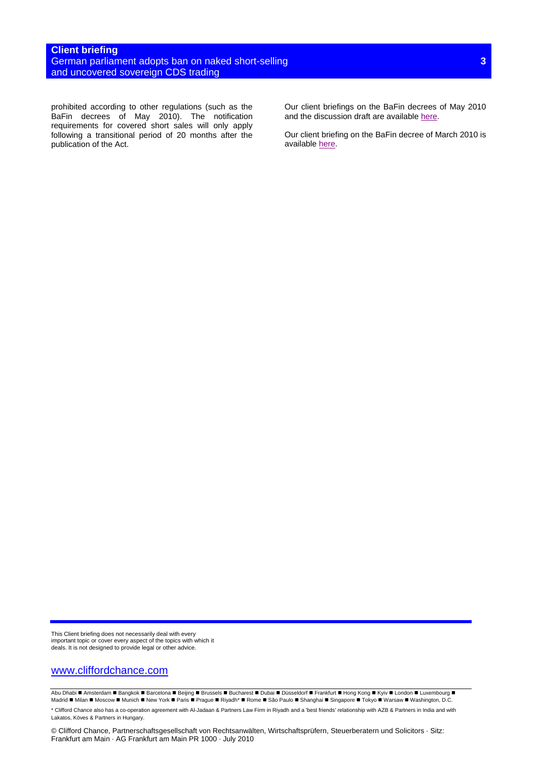prohibited according to other regulations (such as the BaFin decrees of May 2010). The notification requirements for covered short sales will only apply following a transitional period of 20 months after the publication of the Act.

Our client briefings on the BaFin decrees of May 2010 and the discussion draft are available here.

Our client briefing on the BaFin decree of March 2010 is available here.

This Client briefing does not necessarily deal with every important topic or cover every aspect of the topics with which it deals. It is not designed to provide legal or other advice.

www.cliffordchance.com

Abu Dhabi ■ Amsterdam ■ Bangkok ■ Barcelona ■ Beijing ■ Brussels ■ Bucharest ■ Dubai ■ Düsseldorf ■ Frankfurt ■ Hong Kong ■ Kyiv ■ London ■ Luxembourg ■ Madrid ■ Milan ■ Moscow ■ Munich ■ New York ■ Paris ■ Prague ■ Riyadh* ■ Rome ■ São Paulo ■ Shanghai ■ Singapore ■ Tokyo ■ Warsaw ■ Washington, D.C.

* Clifford Chance also has a co-operation agreement with Al-Jadaan & Partners Law Firm in Riyadh and a 'best friends' relationship with AZB & Partners in India and with Lakatos, Köves & Partners in Hungary.

© Clifford Chance, Partnerschaftsgesellschaft von Rechtsanwälten, Wirtschaftsprüfern, Steuerberatern und Solicitors · Sitz: Frankfurt am Main · AG Frankfurt am Main PR 1000 · July 2010